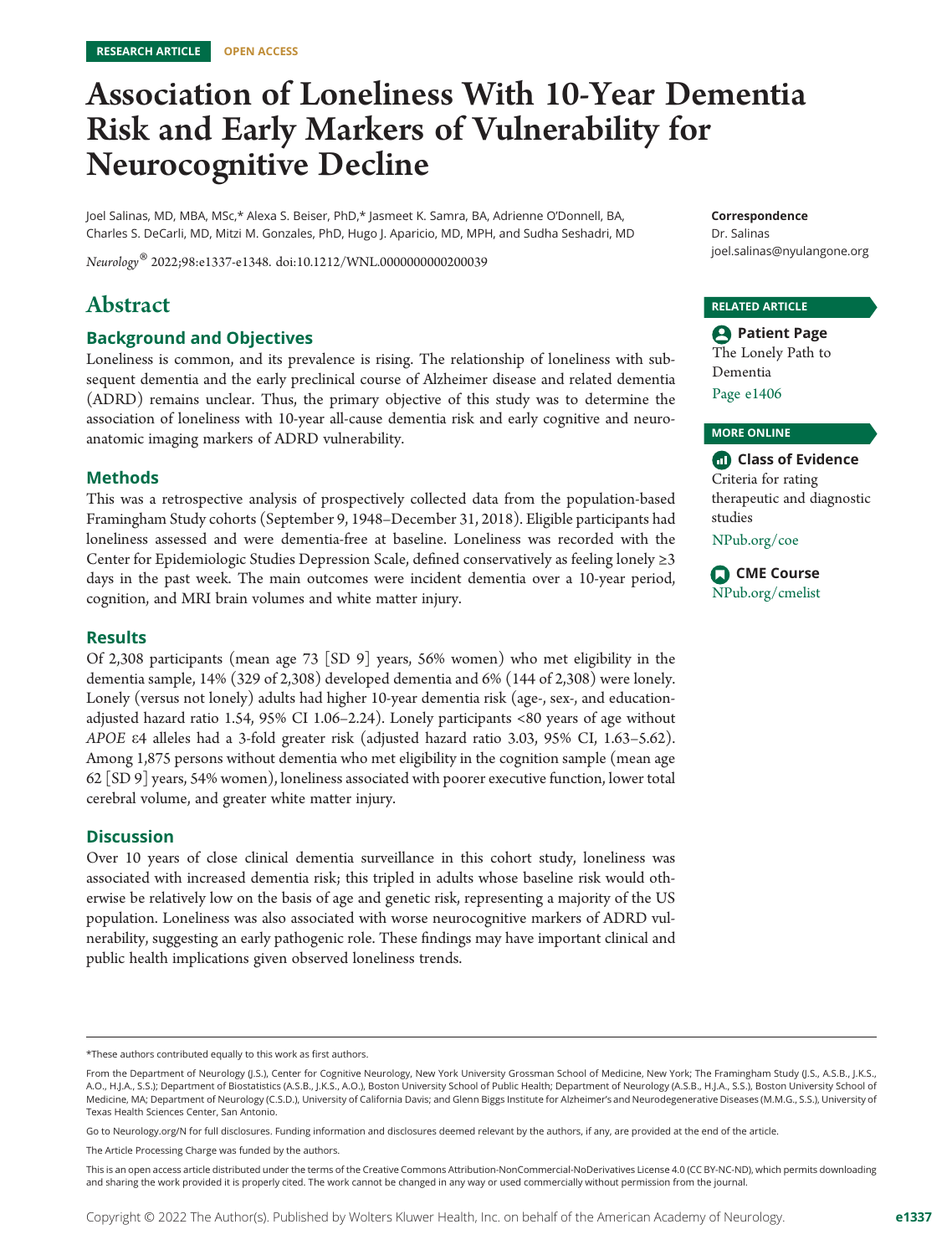RESEARCH ARTICLE OPEN ACCESS

# Association of Loneliness With 10-Year Dementia Risk and Early Markers of Vulnerability for Neurocognitive Decline

Joel Salinas, MD, MBA, MSc,* Alexa S. Beiser, PhD,* Jasmeet K. Samra, BA, Adrienne O'Donnell, BA, Charles S. DeCarli, MD, Mitzi M. Gonzales, PhD, Hugo J. Aparicio, MD, MPH, and Sudha Seshadri, MD

*Neurology*® 2022;98:e1337-e1348. doi:10.1212/WNL.0000000000200039

**Correspondence**
Dr. Salinas
joel.salinas@nyulangone.org

**RELATED ARTICLE**

**Patient Page**
The Lonely Path to Dementia
Page e1406

**MORE ONLINE**

**Class of Evidence**
Criteria for rating therapeutic and diagnostic studies
NPub.org/coe

**CME Course**
NPub.org/cmelist

## Abstract

### Background and Objectives

Loneliness is common, and its prevalence is rising. The relationship of loneliness with subsequent dementia and the early preclinical course of Alzheimer disease and related dementia (ADRD) remains unclear. Thus, the primary objective of this study was to determine the association of loneliness with 10-year all-cause dementia risk and early cognitive and neuroanatomic imaging markers of ADRD vulnerability.

### Methods

This was a retrospective analysis of prospectively collected data from the population-based Framingham Study cohorts (September 9, 1948–December 31, 2018). Eligible participants had loneliness assessed and were dementia-free at baseline. Loneliness was recorded with the Center for Epidemiologic Studies Depression Scale, defined conservatively as feeling lonely ≥3 days in the past week. The main outcomes were incident dementia over a 10-year period, cognition, and MRI brain volumes and white matter injury.

### Results

Of 2,308 participants (mean age 73 [SD 9] years, 56% women) who met eligibility in the dementia sample, 14% (329 of 2,308) developed dementia and 6% (144 of 2,308) were lonely. Lonely (versus not lonely) adults had higher 10-year dementia risk (age-, sex-, and education-adjusted hazard ratio 1.54, 95% CI 1.06–2.24). Lonely participants <80 years of age without *APOE* ε4 alleles had a 3-fold greater risk (adjusted hazard ratio 3.03, 95% CI, 1.63–5.62). Among 1,875 persons without dementia who met eligibility in the cognition sample (mean age 62 [SD 9] years, 54% women), loneliness associated with poorer executive function, lower total cerebral volume, and greater white matter injury.

### Discussion

Over 10 years of close clinical dementia surveillance in this cohort study, loneliness was associated with increased dementia risk; this tripled in adults whose baseline risk would otherwise be relatively low on the basis of age and genetic risk, representing a majority of the US population. Loneliness was also associated with worse neurocognitive markers of ADRD vulnerability, suggesting an early pathogenic role. These findings may have important clinical and public health implications given observed loneliness trends.

*These authors contributed equally to this work as first authors.

From the Department of Neurology (J.S.), Center for Cognitive Neurology, New York University Grossman School of Medicine, New York; The Framingham Study (J.S., A.S.B., J.K.S., A.O., H.J.A., S.S.); Department of Biostatistics (A.S.B., J.K.S., A.O.), Boston University School of Public Health; Department of Neurology (A.S.B., H.J.A., S.S.), Boston University School of Medicine, MA; Department of Neurology (C.S.D.), University of California Davis; and Glenn Biggs Institute for Alzheimer's and Neurodegenerative Diseases (M.M.G., S.S.), University of Texas Health Sciences Center, San Antonio.

Go to Neurology.org/N for full disclosures. Funding information and disclosures deemed relevant by the authors, if any, are provided at the end of the article.

The Article Processing Charge was funded by the authors.

This is an open access article distributed under the terms of the Creative Commons Attribution-NonCommercial-NoDerivatives License 4.0 (CC BY-NC-ND), which permits downloading and sharing the work provided it is properly cited. The work cannot be changed in any way or used commercially without permission from the journal.

Copyright © 2022 The Author(s). Published by Wolters Kluwer Health, Inc. on behalf of the American Academy of Neurology.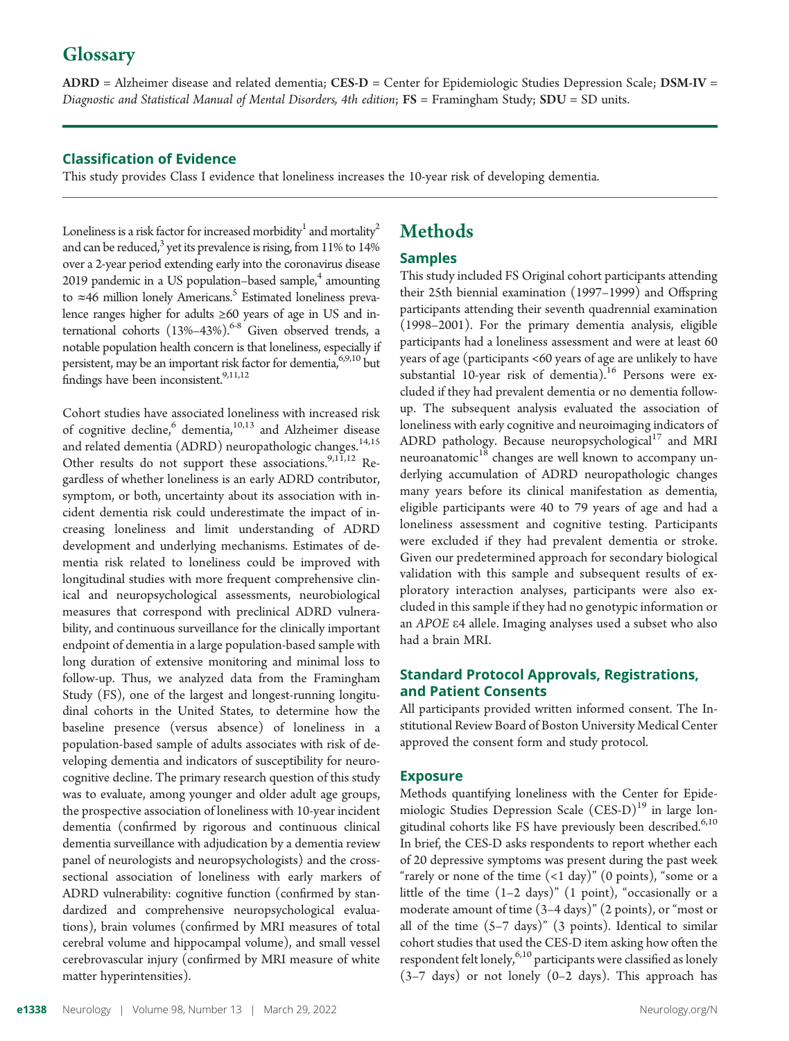# Glossary

**ADRD** = Alzheimer disease and related dementia; **CES-D** = Center for Epidemiologic Studies Depression Scale; **DSM-IV** = *Diagnostic and Statistical Manual of Mental Disorders, 4th edition*; **FS** = Framingham Study; **SDU** = SD units.

### Classification of Evidence

This study provides Class I evidence that loneliness increases the 10-year risk of developing dementia.

Loneliness is a risk factor for increased morbidity[1] and mortality[2] and can be reduced,[3] yet its prevalence is rising, from 11% to 14% over a 2-year period extending early into the coronavirus disease 2019 pandemic in a US population–based sample,[4] amounting to ≈46 million lonely Americans.[5] Estimated loneliness prevalence ranges higher for adults ≥60 years of age in US and international cohorts (13%–43%).[6-8] Given observed trends, a notable population health concern is that loneliness, especially if persistent, may be an important risk factor for dementia,[6,9,10] but findings have been inconsistent.[9,11,12]

Cohort studies have associated loneliness with increased risk of cognitive decline,[6] dementia,[10,13] and Alzheimer disease and related dementia (ADRD) neuropathologic changes.[14,15] Other results do not support these associations.[9,11,12] Regardless of whether loneliness is an early ADRD contributor, symptom, or both, uncertainty about its association with incident dementia risk could underestimate the impact of increasing loneliness and limit understanding of ADRD development and underlying mechanisms. Estimates of dementia risk related to loneliness could be improved with longitudinal studies with more frequent comprehensive clinical and neuropsychological assessments, neurobiological measures that correspond with preclinical ADRD vulnerability, and continuous surveillance for the clinically important endpoint of dementia in a large population-based sample with long duration of extensive monitoring and minimal loss to follow-up. Thus, we analyzed data from the Framingham Study (FS), one of the largest and longest-running longitudinal cohorts in the United States, to determine how the baseline presence (versus absence) of loneliness in a population-based sample of adults associates with risk of developing dementia and indicators of susceptibility for neurocognitive decline. The primary research question of this study was to evaluate, among younger and older adult age groups, the prospective association of loneliness with 10-year incident dementia (confirmed by rigorous and continuous clinical dementia surveillance with adjudication by a dementia review panel of neurologists and neuropsychologists) and the cross-sectional association of loneliness with early markers of ADRD vulnerability: cognitive function (confirmed by standardized and comprehensive neuropsychological evaluations), brain volumes (confirmed by MRI measures of total cerebral volume and hippocampal volume), and small vessel cerebrovascular injury (confirmed by MRI measure of white matter hyperintensities).

# Methods

### Samples

This study included FS Original cohort participants attending their 25th biennial examination (1997–1999) and Offspring participants attending their seventh quadrennial examination (1998–2001). For the primary dementia analysis, eligible participants had a loneliness assessment and were at least 60 years of age (participants <60 years of age are unlikely to have substantial 10-year risk of dementia).[16] Persons were excluded if they had prevalent dementia or no dementia follow-up. The subsequent analysis evaluated the association of loneliness with early cognitive and neuroimaging indicators of ADRD pathology. Because neuropsychological[17] and MRI neuroanatomic[18] changes are well known to accompany underlying accumulation of ADRD neuropathologic changes many years before its clinical manifestation as dementia, eligible participants were 40 to 79 years of age and had a loneliness assessment and cognitive testing. Participants were excluded if they had prevalent dementia or stroke. Given our predetermined approach for secondary biological validation with this sample and subsequent results of exploratory interaction analyses, participants were also excluded in this sample if they had no genotypic information or an *APOE* ε4 allele. Imaging analyses used a subset who also had a brain MRI.

### Standard Protocol Approvals, Registrations, and Patient Consents

All participants provided written informed consent. The Institutional Review Board of Boston University Medical Center approved the consent form and study protocol.

### Exposure

Methods quantifying loneliness with the Center for Epidemiologic Studies Depression Scale (CES-D)[19] in large longitudinal cohorts like FS have previously been described.[6,10] In brief, the CES-D asks respondents to report whether each of 20 depressive symptoms was present during the past week "rarely or none of the time (<1 day)" (0 points), "some or a little of the time (1–2 days)" (1 point), "occasionally or a moderate amount of time (3–4 days)" (2 points), or "most or all of the time (5–7 days)" (3 points). Identical to similar cohort studies that used the CES-D item asking how often the respondent felt lonely,[6,10] participants were classified as lonely (3–7 days) or not lonely (0–2 days). This approach has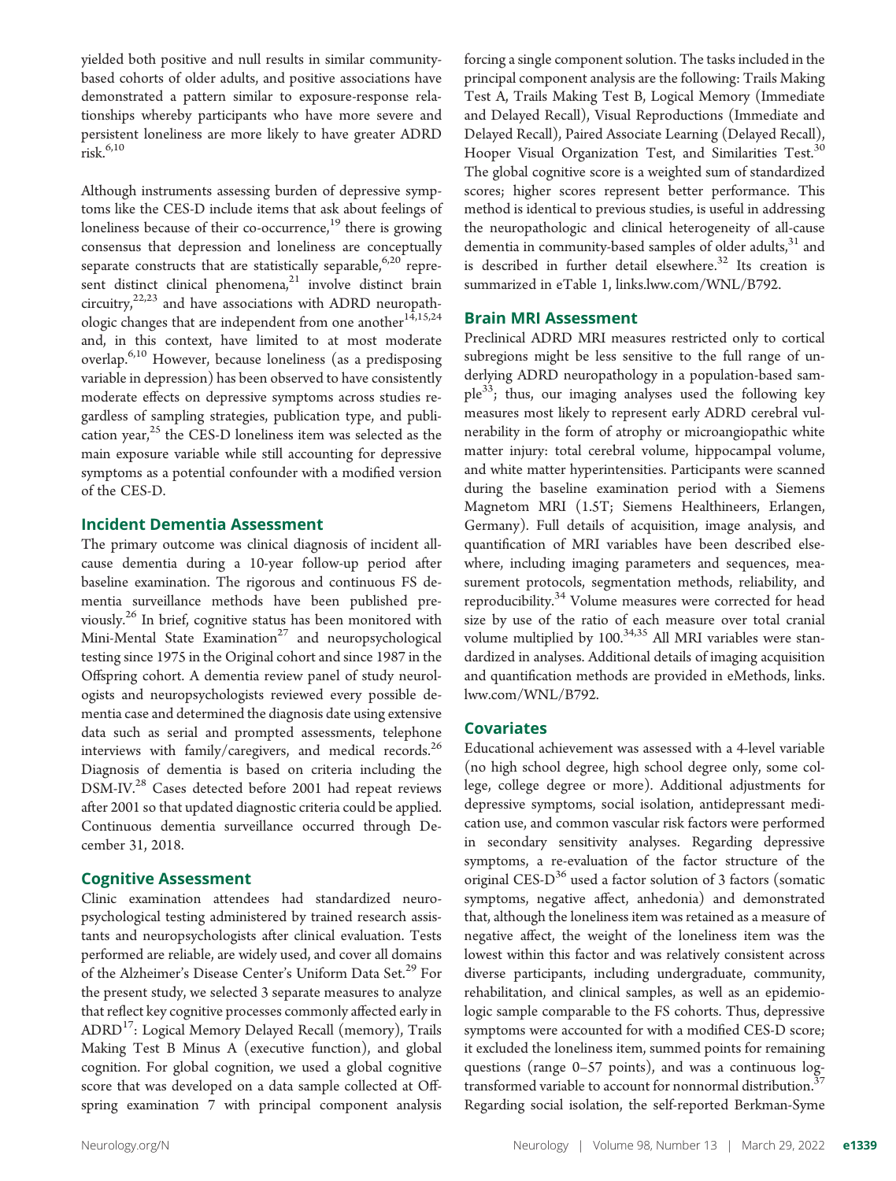yielded both positive and null results in similar community-based cohorts of older adults, and positive associations have demonstrated a pattern similar to exposure-response relationships whereby participants who have more severe and persistent loneliness are more likely to have greater ADRD risk.[6,10]

Although instruments assessing burden of depressive symptoms like the CES-D include items that ask about feelings of loneliness because of their co-occurrence,[19] there is growing consensus that depression and loneliness are conceptually separate constructs that are statistically separable,[6,20] represent distinct clinical phenomena,[21] involve distinct brain circuitry,[22,23] and have associations with ADRD neuropathologic changes that are independent from one another[14,15,24] and, in this context, have limited to at most moderate overlap.[6,10] However, because loneliness (as a predisposing variable in depression) has been observed to have consistently moderate effects on depressive symptoms across studies regardless of sampling strategies, publication type, and publication year,[25] the CES-D loneliness item was selected as the main exposure variable while still accounting for depressive symptoms as a potential confounder with a modified version of the CES-D.

## Incident Dementia Assessment

The primary outcome was clinical diagnosis of incident all-cause dementia during a 10-year follow-up period after baseline examination. The rigorous and continuous FS dementia surveillance methods have been published previously.[26] In brief, cognitive status has been monitored with Mini-Mental State Examination[27] and neuropsychological testing since 1975 in the Original cohort and since 1987 in the Offspring cohort. A dementia review panel of study neurologists and neuropsychologists reviewed every possible dementia case and determined the diagnosis date using extensive data such as serial and prompted assessments, telephone interviews with family/caregivers, and medical records.[26] Diagnosis of dementia is based on criteria including the DSM-IV.[28] Cases detected before 2001 had repeat reviews after 2001 so that updated diagnostic criteria could be applied. Continuous dementia surveillance occurred through December 31, 2018.

## Cognitive Assessment

Clinic examination attendees had standardized neuropsychological testing administered by trained research assistants and neuropsychologists after clinical evaluation. Tests performed are reliable, are widely used, and cover all domains of the Alzheimer's Disease Center's Uniform Data Set.[29] For the present study, we selected 3 separate measures to analyze that reflect key cognitive processes commonly affected early in ADRD[17]: Logical Memory Delayed Recall (memory), Trails Making Test B Minus A (executive function), and global cognition. For global cognition, we used a global cognitive score that was developed on a data sample collected at Offspring examination 7 with principal component analysis forcing a single component solution. The tasks included in the principal component analysis are the following: Trails Making Test A, Trails Making Test B, Logical Memory (Immediate and Delayed Recall), Visual Reproductions (Immediate and Delayed Recall), Paired Associate Learning (Delayed Recall), Hooper Visual Organization Test, and Similarities Test.[30] The global cognitive score is a weighted sum of standardized scores; higher scores represent better performance. This method is identical to previous studies, is useful in addressing the neuropathologic and clinical heterogeneity of all-cause dementia in community-based samples of older adults,[31] and is described in further detail elsewhere.[32] Its creation is summarized in eTable 1, links.lww.com/WNL/B792.

## Brain MRI Assessment

Preclinical ADRD MRI measures restricted only to cortical subregions might be less sensitive to the full range of underlying ADRD neuropathology in a population-based sample[33]; thus, our imaging analyses used the following key measures most likely to represent early ADRD cerebral vulnerability in the form of atrophy or microangiopathic white matter injury: total cerebral volume, hippocampal volume, and white matter hyperintensities. Participants were scanned during the baseline examination period with a Siemens Magnetom MRI (1.5T; Siemens Healthineers, Erlangen, Germany). Full details of acquisition, image analysis, and quantification of MRI variables have been described elsewhere, including imaging parameters and sequences, measurement protocols, segmentation methods, reliability, and reproducibility.[34] Volume measures were corrected for head size by use of the ratio of each measure over total cranial volume multiplied by 100.[34,35] All MRI variables were standardized in analyses. Additional details of imaging acquisition and quantification methods are provided in eMethods, links.lww.com/WNL/B792.

## Covariates

Educational achievement was assessed with a 4-level variable (no high school degree, high school degree only, some college, college degree or more). Additional adjustments for depressive symptoms, social isolation, antidepressant medication use, and common vascular risk factors were performed in secondary sensitivity analyses. Regarding depressive symptoms, a re-evaluation of the factor structure of the original CES-D[36] used a factor solution of 3 factors (somatic symptoms, negative affect, anhedonia) and demonstrated that, although the loneliness item was retained as a measure of negative affect, the weight of the loneliness item was the lowest within this factor and was relatively consistent across diverse participants, including undergraduate, community, rehabilitation, and clinical samples, as well as an epidemiologic sample comparable to the FS cohorts. Thus, depressive symptoms were accounted for with a modified CES-D score; it excluded the loneliness item, summed points for remaining questions (range 0–57 points), and was a continuous log-transformed variable to account for nonnormal distribution.[37] Regarding social isolation, the self-reported Berkman-Syme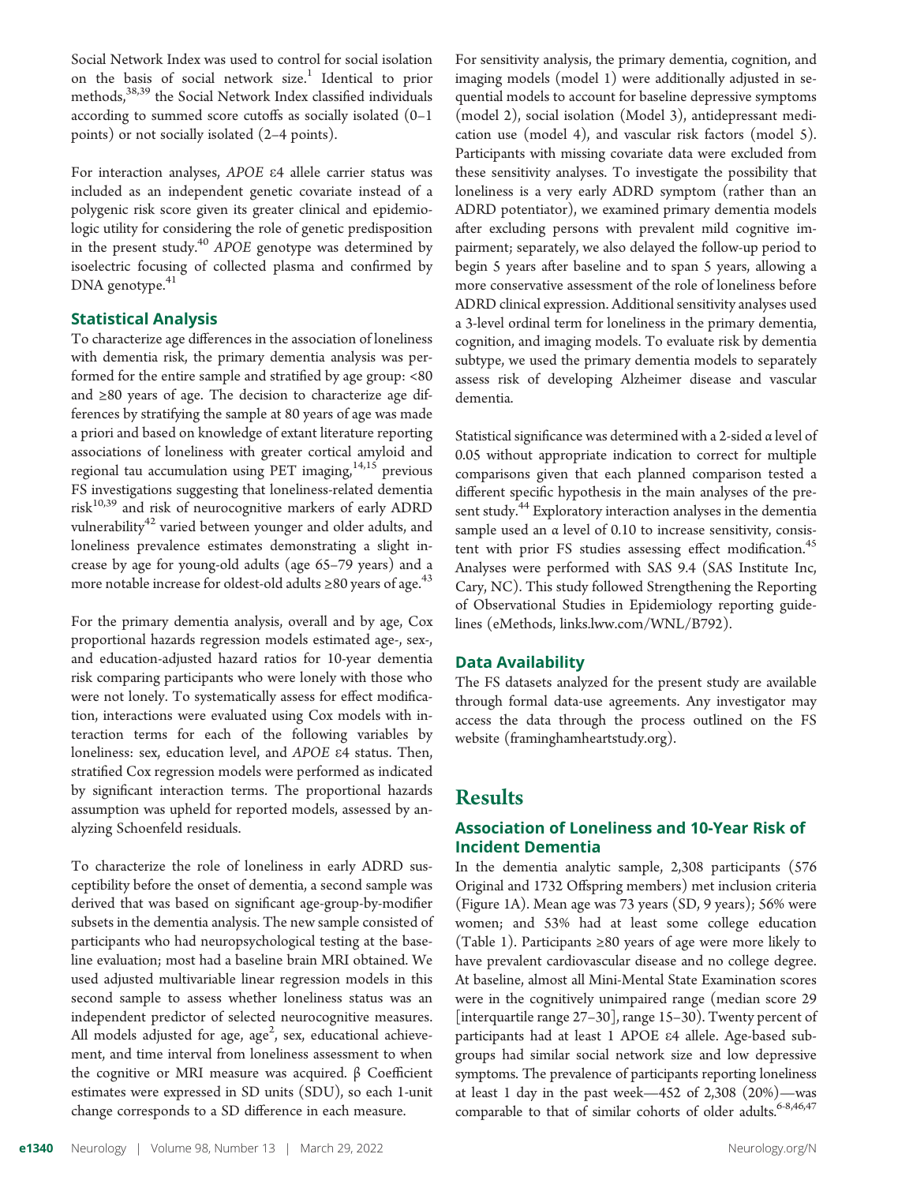Social Network Index was used to control for social isolation on the basis of social network size.[1] Identical to prior methods,[38,39] the Social Network Index classified individuals according to summed score cutoffs as socially isolated (0–1 points) or not socially isolated (2–4 points).

For interaction analyses, *APOE* ε4 allele carrier status was included as an independent genetic covariate instead of a polygenic risk score given its greater clinical and epidemiologic utility for considering the role of genetic predisposition in the present study.[40] *APOE* genotype was determined by isoelectric focusing of collected plasma and confirmed by DNA genotype.[41]

## Statistical Analysis

To characterize age differences in the association of loneliness with dementia risk, the primary dementia analysis was performed for the entire sample and stratified by age group: <80 and ≥80 years of age. The decision to characterize age differences by stratifying the sample at 80 years of age was made a priori and based on knowledge of extant literature reporting associations of loneliness with greater cortical amyloid and regional tau accumulation using PET imaging,[14,15] previous FS investigations suggesting that loneliness-related dementia risk[10,39] and risk of neurocognitive markers of early ADRD vulnerability[42] varied between younger and older adults, and loneliness prevalence estimates demonstrating a slight increase by age for young-old adults (age 65–79 years) and a more notable increase for oldest-old adults ≥80 years of age.[43]

For the primary dementia analysis, overall and by age, Cox proportional hazards regression models estimated age-, sex-, and education-adjusted hazard ratios for 10-year dementia risk comparing participants who were lonely with those who were not lonely. To systematically assess for effect modification, interactions were evaluated using Cox models with interaction terms for each of the following variables by loneliness: sex, education level, and *APOE* ε4 status. Then, stratified Cox regression models were performed as indicated by significant interaction terms. The proportional hazards assumption was upheld for reported models, assessed by analyzing Schoenfeld residuals.

To characterize the role of loneliness in early ADRD susceptibility before the onset of dementia, a second sample was derived that was based on significant age-group-by-modifier subsets in the dementia analysis. The new sample consisted of participants who had neuropsychological testing at the baseline evaluation; most had a baseline brain MRI obtained. We used adjusted multivariable linear regression models in this second sample to assess whether loneliness status was an independent predictor of selected neurocognitive measures. All models adjusted for age, age$^2$, sex, educational achievement, and time interval from loneliness assessment to when the cognitive or MRI measure was acquired. β Coefficient estimates were expressed in SD units (SDU), so each 1-unit change corresponds to a SD difference in each measure.

For sensitivity analysis, the primary dementia, cognition, and imaging models (model 1) were additionally adjusted in sequential models to account for baseline depressive symptoms (model 2), social isolation (Model 3), antidepressant medication use (model 4), and vascular risk factors (model 5). Participants with missing covariate data were excluded from these sensitivity analyses. To investigate the possibility that loneliness is a very early ADRD symptom (rather than an ADRD potentiator), we examined primary dementia models after excluding persons with prevalent mild cognitive impairment; separately, we also delayed the follow-up period to begin 5 years after baseline and to span 5 years, allowing a more conservative assessment of the role of loneliness before ADRD clinical expression. Additional sensitivity analyses used a 3-level ordinal term for loneliness in the primary dementia, cognition, and imaging models. To evaluate risk by dementia subtype, we used the primary dementia models to separately assess risk of developing Alzheimer disease and vascular dementia.

Statistical significance was determined with a 2-sided α level of 0.05 without appropriate indication to correct for multiple comparisons given that each planned comparison tested a different specific hypothesis in the main analyses of the present study.[44] Exploratory interaction analyses in the dementia sample used an α level of 0.10 to increase sensitivity, consistent with prior FS studies assessing effect modification.[45] Analyses were performed with SAS 9.4 (SAS Institute Inc, Cary, NC). This study followed Strengthening the Reporting of Observational Studies in Epidemiology reporting guidelines (eMethods, links.lww.com/WNL/B792).

## Data Availability

The FS datasets analyzed for the present study are available through formal data-use agreements. Any investigator may access the data through the process outlined on the FS website (framinghamheartstudy.org).

# Results

## Association of Loneliness and 10-Year Risk of Incident Dementia

In the dementia analytic sample, 2,308 participants (576 Original and 1732 Offspring members) met inclusion criteria (Figure 1A). Mean age was 73 years (SD, 9 years); 56% were women; and 53% had at least some college education (Table 1). Participants ≥80 years of age were more likely to have prevalent cardiovascular disease and no college degree. At baseline, almost all Mini-Mental State Examination scores were in the cognitively unimpaired range (median score 29 [interquartile range 27–30], range 15–30). Twenty percent of participants had at least 1 APOE ε4 allele. Age-based subgroups had similar social network size and low depressive symptoms. The prevalence of participants reporting loneliness at least 1 day in the past week—452 of 2,308 (20%)—was comparable to that of similar cohorts of older adults.[6-8,46,47]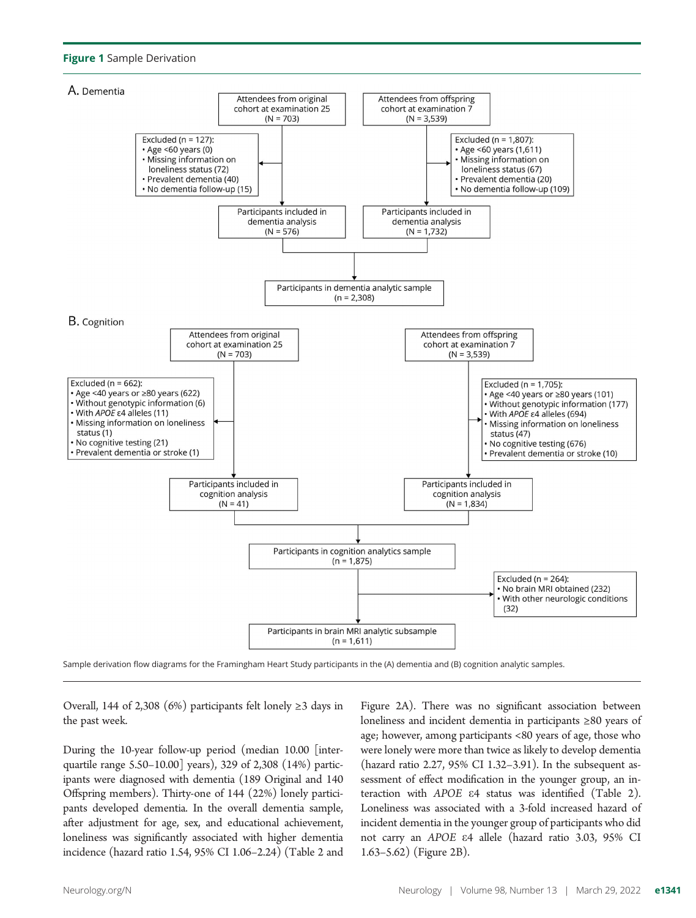**Figure 1** Sample Derivation

A. Dementia

- Attendees from original cohort at examination 25 (N = 703)
  - Excluded (n = 127):
    - Age <60 years (0)
    - Missing information on loneliness status (72)
    - Prevalent dementia (40)
    - No dementia follow-up (15)
  - Participants included in dementia analysis (N = 576)
- Attendees from offspring cohort at examination 7 (N = 3,539)
  - Excluded (n = 1,807):
    - Age <60 years (1,611)
    - Missing information on loneliness status (67)
    - Prevalent dementia (20)
    - No dementia follow-up (109)
  - Participants included in dementia analysis (N = 1,732)
- Participants in dementia analytic sample (n = 2,308)

B. Cognition

- Attendees from original cohort at examination 25 (N = 703)
  - Excluded (n = 662):
    - Age <40 years or ≥80 years (622)
    - Without genotypic information (6)
    - With *APOE* ε4 alleles (11)
    - Missing information on loneliness status (1)
    - No cognitive testing (21)
    - Prevalent dementia or stroke (1)
  - Participants included in cognition analysis (N = 41)
- Attendees from offspring cohort at examination 7 (N = 3,539)
  - Excluded (n = 1,705):
    - Age <40 years or ≥80 years (101)
    - Without genotypic information (177)
    - With *APOE* ε4 alleles (694)
    - Missing information on loneliness status (47)
    - No cognitive testing (676)
    - Prevalent dementia or stroke (10)
  - Participants included in cognition analysis (N = 1,834)
- Participants in cognition analytics sample (n = 1,875)
  - Excluded (n = 264):
    - No brain MRI obtained (232)
    - With other neurologic conditions (32)
- Participants in brain MRI analytic subsample (n = 1,611)

Sample derivation flow diagrams for the Framingham Heart Study participants in the (A) dementia and (B) cognition analytic samples.

Overall, 144 of 2,308 (6%) participants felt lonely ≥3 days in the past week.

During the 10-year follow-up period (median 10.00 [interquartile range 5.50–10.00] years), 329 of 2,308 (14%) participants were diagnosed with dementia (189 Original and 140 Offspring members). Thirty-one of 144 (22%) lonely participants developed dementia. In the overall dementia sample, after adjustment for age, sex, and educational achievement, loneliness was significantly associated with higher dementia incidence (hazard ratio 1.54, 95% CI 1.06–2.24) (Table 2 and Figure 2A). There was no significant association between loneliness and incident dementia in participants ≥80 years of age; however, among participants <80 years of age, those who were lonely were more than twice as likely to develop dementia (hazard ratio 2.27, 95% CI 1.32–3.91). In the subsequent assessment of effect modification in the younger group, an interaction with *APOE* ε4 status was identified (Table 2). Loneliness was associated with a 3-fold increased hazard of incident dementia in the younger group of participants who did not carry an *APOE* ε4 allele (hazard ratio 3.03, 95% CI 1.63–5.62) (Figure 2B).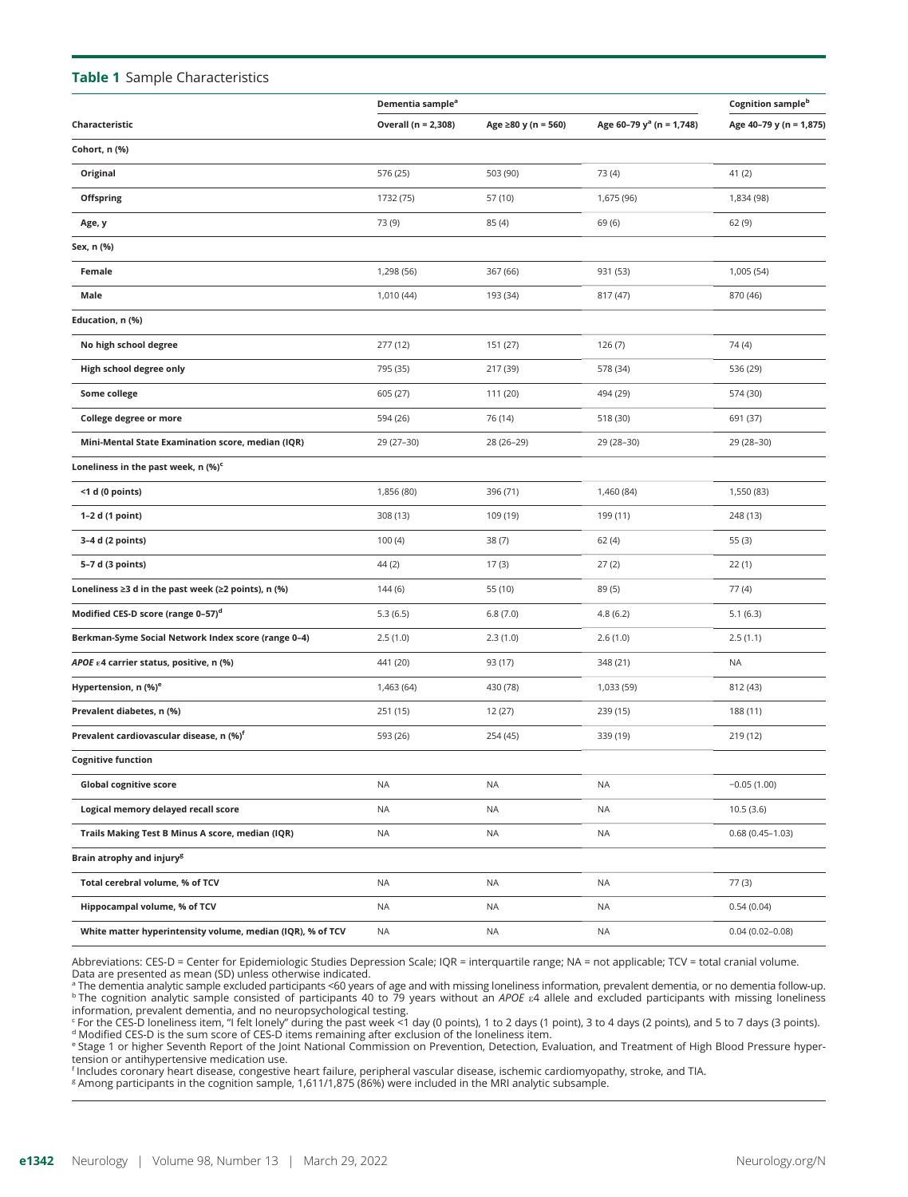**Table 1** Sample Characteristics

| Characteristic | Dementia sample[a] | | | Cognition sample[b] |
|---|---|---|---|---|
| | Overall (n = 2,308) | Age ≥80 y (n = 560) | Age 60–79 y[a] (n = 1,748) | Age 40–79 y (n = 1,875) |
| **Cohort, n (%)** | | | | |
| Original | 576 (25) | 503 (90) | 73 (4) | 41 (2) |
| Offspring | 1732 (75) | 57 (10) | 1,675 (96) | 1,834 (98) |
| Age, y | 73 (9) | 85 (4) | 69 (6) | 62 (9) |
| **Sex, n (%)** | | | | |
| Female | 1,298 (56) | 367 (66) | 931 (53) | 1,005 (54) |
| Male | 1,010 (44) | 193 (34) | 817 (47) | 870 (46) |
| **Education, n (%)** | | | | |
| No high school degree | 277 (12) | 151 (27) | 126 (7) | 74 (4) |
| High school degree only | 795 (35) | 217 (39) | 578 (34) | 536 (29) |
| Some college | 605 (27) | 111 (20) | 494 (29) | 574 (30) |
| College degree or more | 594 (26) | 76 (14) | 518 (30) | 691 (37) |
| Mini-Mental State Examination score, median (IQR) | 29 (27–30) | 28 (26–29) | 29 (28–30) | 29 (28–30) |
| **Loneliness in the past week, n (%)[c]** | | | | |
| <1 d (0 points) | 1,856 (80) | 396 (71) | 1,460 (84) | 1,550 (83) |
| 1–2 d (1 point) | 308 (13) | 109 (19) | 199 (11) | 248 (13) |
| 3–4 d (2 points) | 100 (4) | 38 (7) | 62 (4) | 55 (3) |
| 5–7 d (3 points) | 44 (2) | 17 (3) | 27 (2) | 22 (1) |
| **Loneliness ≥3 d in the past week (≥2 points), n (%)** | 144 (6) | 55 (10) | 89 (5) | 77 (4) |
| **Modified CES-D score (range 0–57)[d]** | 5.3 (6.5) | 6.8 (7.0) | 4.8 (6.2) | 5.1 (6.3) |
| **Berkman-Syme Social Network Index score (range 0–4)** | 2.5 (1.0) | 2.3 (1.0) | 2.6 (1.0) | 2.5 (1.1) |
| ***APOE* ε4 carrier status, positive, n (%)** | 441 (20) | 93 (17) | 348 (21) | NA |
| **Hypertension, n (%)[e]** | 1,463 (64) | 430 (78) | 1,033 (59) | 812 (43) |
| **Prevalent diabetes, n (%)** | 251 (15) | 12 (27) | 239 (15) | 188 (11) |
| **Prevalent cardiovascular disease, n (%)[f]** | 593 (26) | 254 (45) | 339 (19) | 219 (12) |
| **Cognitive function** | | | | |
| Global cognitive score | NA | NA | NA | −0.05 (1.00) |
| Logical memory delayed recall score | NA | NA | NA | 10.5 (3.6) |
| Trails Making Test B Minus A score, median (IQR) | NA | NA | NA | 0.68 (0.45–1.03) |
| **Brain atrophy and injury[g]** | | | | |
| Total cerebral volume, % of TCV | NA | NA | NA | 77 (3) |
| Hippocampal volume, % of TCV | NA | NA | NA | 0.54 (0.04) |
| White matter hyperintensity volume, median (IQR), % of TCV | NA | NA | NA | 0.04 (0.02–0.08) |

Abbreviations: CES-D = Center for Epidemiologic Studies Depression Scale; IQR = interquartile range; NA = not applicable; TCV = total cranial volume.
Data are presented as mean (SD) unless otherwise indicated.
[a] The dementia analytic sample excluded participants <60 years of age and with missing loneliness information, prevalent dementia, or no dementia follow-up.
[b] The cognition analytic sample consisted of participants 40 to 79 years without an *APOE* ε4 allele and excluded participants with missing loneliness information, prevalent dementia, and no neuropsychological testing.
[c] For the CES-D loneliness item, "I felt lonely" during the past week <1 day (0 points), 1 to 2 days (1 point), 3 to 4 days (2 points), and 5 to 7 days (3 points).
[d] Modified CES-D is the sum score of CES-D items remaining after exclusion of the loneliness item.
[e] Stage 1 or higher Seventh Report of the Joint National Commission on Prevention, Detection, Evaluation, and Treatment of High Blood Pressure hypertension or antihypertensive medication use.
[f] Includes coronary heart disease, congestive heart failure, peripheral vascular disease, ischemic cardiomyopathy, stroke, and TIA.
[g] Among participants in the cognition sample, 1,611/1,875 (86%) were included in the MRI analytic subsample.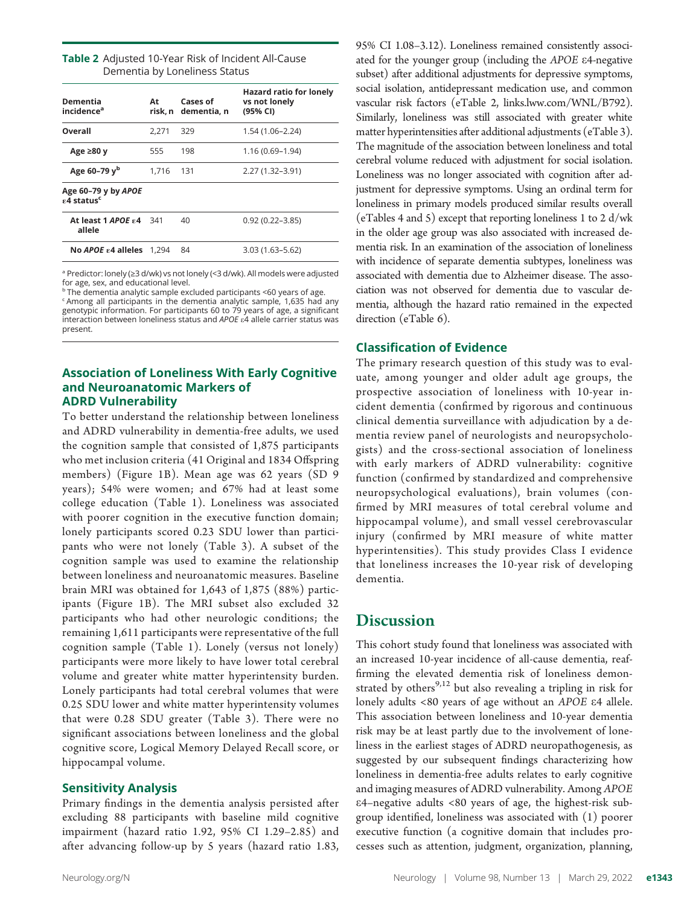**Table 2** Adjusted 10-Year Risk of Incident All-Cause Dementia by Loneliness Status

| Dementia incidence[a] | At risk, n | Cases of dementia, n | Hazard ratio for lonely vs not lonely (95% CI) |
|---|---|---|---|
| **Overall** | 2,271 | 329 | 1.54 (1.06–2.24) |
| **Age ≥80 y** | 555 | 198 | 1.16 (0.69–1.94) |
| **Age 60–79 y[b]** | 1,716 | 131 | 2.27 (1.32–3.91) |
| **Age 60–79 y by *APOE* ε4 status[c]** | | | |
| **At least 1 *APOE* ε4 allele** | 341 | 40 | 0.92 (0.22–3.85) |
| **No *APOE* ε4 alleles** | 1,294 | 84 | 3.03 (1.63–5.62) |

[a] Predictor: lonely (≥3 d/wk) vs not lonely (<3 d/wk). All models were adjusted for age, sex, and educational level.
[b] The dementia analytic sample excluded participants <60 years of age.
[c] Among all participants in the dementia analytic sample, 1,635 had any genotypic information. For participants 60 to 79 years of age, a significant interaction between loneliness status and *APOE* ε4 allele carrier status was present.

### Association of Loneliness With Early Cognitive and Neuroanatomic Markers of ADRD Vulnerability

To better understand the relationship between loneliness and ADRD vulnerability in dementia-free adults, we used the cognition sample that consisted of 1,875 participants who met inclusion criteria (41 Original and 1834 Offspring members) (Figure 1B). Mean age was 62 years (SD 9 years); 54% were women; and 67% had at least some college education (Table 1). Loneliness was associated with poorer cognition in the executive function domain; lonely participants scored 0.23 SDU lower than participants who were not lonely (Table 3). A subset of the cognition sample was used to examine the relationship between loneliness and neuroanatomic measures. Baseline brain MRI was obtained for 1,643 of 1,875 (88%) participants (Figure 1B). The MRI subset also excluded 32 participants who had other neurologic conditions; the remaining 1,611 participants were representative of the full cognition sample (Table 1). Lonely (versus not lonely) participants were more likely to have lower total cerebral volume and greater white matter hyperintensity burden. Lonely participants had total cerebral volumes that were 0.25 SDU lower and white matter hyperintensity volumes that were 0.28 SDU greater (Table 3). There were no significant associations between loneliness and the global cognitive score, Logical Memory Delayed Recall score, or hippocampal volume.

### Sensitivity Analysis

Primary findings in the dementia analysis persisted after excluding 88 participants with baseline mild cognitive impairment (hazard ratio 1.92, 95% CI 1.29–2.85) and after advancing follow-up by 5 years (hazard ratio 1.83, 95% CI 1.08–3.12). Loneliness remained consistently associated for the younger group (including the *APOE* ε4-negative subset) after additional adjustments for depressive symptoms, social isolation, antidepressant medication use, and common vascular risk factors (eTable 2, links.lww.com/WNL/B792). Similarly, loneliness was still associated with greater white matter hyperintensities after additional adjustments (eTable 3). The magnitude of the association between loneliness and total cerebral volume reduced with adjustment for social isolation. Loneliness was no longer associated with cognition after adjustment for depressive symptoms. Using an ordinal term for loneliness in primary models produced similar results overall (eTables 4 and 5) except that reporting loneliness 1 to 2 d/wk in the older age group was also associated with increased dementia risk. In an examination of the association of loneliness with incidence of separate dementia subtypes, loneliness was associated with dementia due to Alzheimer disease. The association was not observed for dementia due to vascular dementia, although the hazard ratio remained in the expected direction (eTable 6).

### Classification of Evidence

The primary research question of this study was to evaluate, among younger and older adult age groups, the prospective association of loneliness with 10-year incident dementia (confirmed by rigorous and continuous clinical dementia surveillance with adjudication by a dementia review panel of neurologists and neuropsychologists) and the cross-sectional association of loneliness with early markers of ADRD vulnerability: cognitive function (confirmed by standardized and comprehensive neuropsychological evaluations), brain volumes (confirmed by MRI measures of total cerebral volume and hippocampal volume), and small vessel cerebrovascular injury (confirmed by MRI measure of white matter hyperintensities). This study provides Class I evidence that loneliness increases the 10-year risk of developing dementia.

## Discussion

This cohort study found that loneliness was associated with an increased 10-year incidence of all-cause dementia, reaffirming the elevated dementia risk of loneliness demonstrated by others[9,12] but also revealing a tripling in risk for lonely adults <80 years of age without an *APOE* ε4 allele. This association between loneliness and 10-year dementia risk may be at least partly due to the involvement of loneliness in the earliest stages of ADRD neuropathogenesis, as suggested by our subsequent findings characterizing how loneliness in dementia-free adults relates to early cognitive and imaging measures of ADRD vulnerability. Among *APOE* ε4–negative adults <80 years of age, the highest-risk subgroup identified, loneliness was associated with (1) poorer executive function (a cognitive domain that includes processes such as attention, judgment, organization, planning,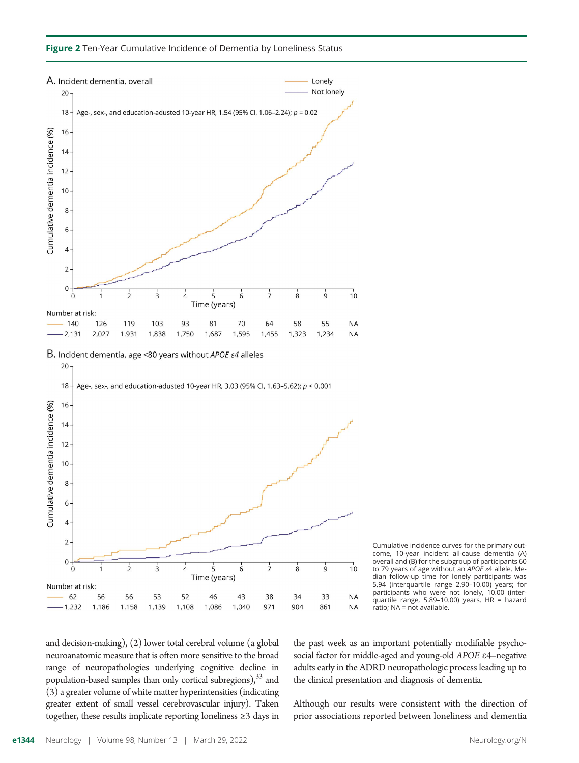**Figure 2** Ten-Year Cumulative Incidence of Dementia by Loneliness Status

A. Incident dementia, overall

Age-, sex-, and education-adusted 10-year HR, 1.54 (95% CI, 1.06–2.24); $p = 0.02$

Number at risk:

| | 0 | 1 | 2 | 3 | 4 | 5 | 6 | 7 | 8 | 9 | 10 |
|---|---|---|---|---|---|---|---|---|---|---|---|
| Lonely | 140 | 126 | 119 | 103 | 93 | 81 | 70 | 64 | 58 | 55 | NA |
| Not lonely | 2,131 | 2,027 | 1,931 | 1,838 | 1,750 | 1,687 | 1,595 | 1,455 | 1,323 | 1,234 | NA |

B. Incident dementia, age <80 years without *APOE ε4* alleles

Age-, sex-, and education-adusted 10-year HR, 3.03 (95% CI, 1.63–5.62); $p < 0.001$

Number at risk:

| | 0 | 1 | 2 | 3 | 4 | 5 | 6 | 7 | 8 | 9 | 10 |
|---|---|---|---|---|---|---|---|---|---|---|---|
| Lonely | 62 | 56 | 56 | 53 | 52 | 46 | 43 | 38 | 34 | 33 | NA |
| Not lonely | 1,232 | 1,186 | 1,158 | 1,139 | 1,108 | 1,086 | 1,040 | 971 | 904 | 861 | NA |

Cumulative incidence curves for the primary outcome, 10-year incident all-cause dementia (A) overall and (B) for the subgroup of participants 60 to 79 years of age without an *APOE* ε4 allele. Median follow-up time for lonely participants was 5.94 (interquartile range 2.90–10.00) years; for participants who were not lonely, 10.00 (interquartile range, 5.89–10.00) years. HR = hazard ratio; NA = not available.

and decision-making), (2) lower total cerebral volume (a global neuroanatomic measure that is often more sensitive to the broad range of neuropathologies underlying cognitive decline in population-based samples than only cortical subregions),[33] and (3) a greater volume of white matter hyperintensities (indicating greater extent of small vessel cerebrovascular injury). Taken together, these results implicate reporting loneliness ≥3 days in the past week as an important potentially modifiable psychosocial factor for middle-aged and young-old *APOE* ε4–negative adults early in the ADRD neuropathologic process leading up to the clinical presentation and diagnosis of dementia.

Although our results were consistent with the direction of prior associations reported between loneliness and dementia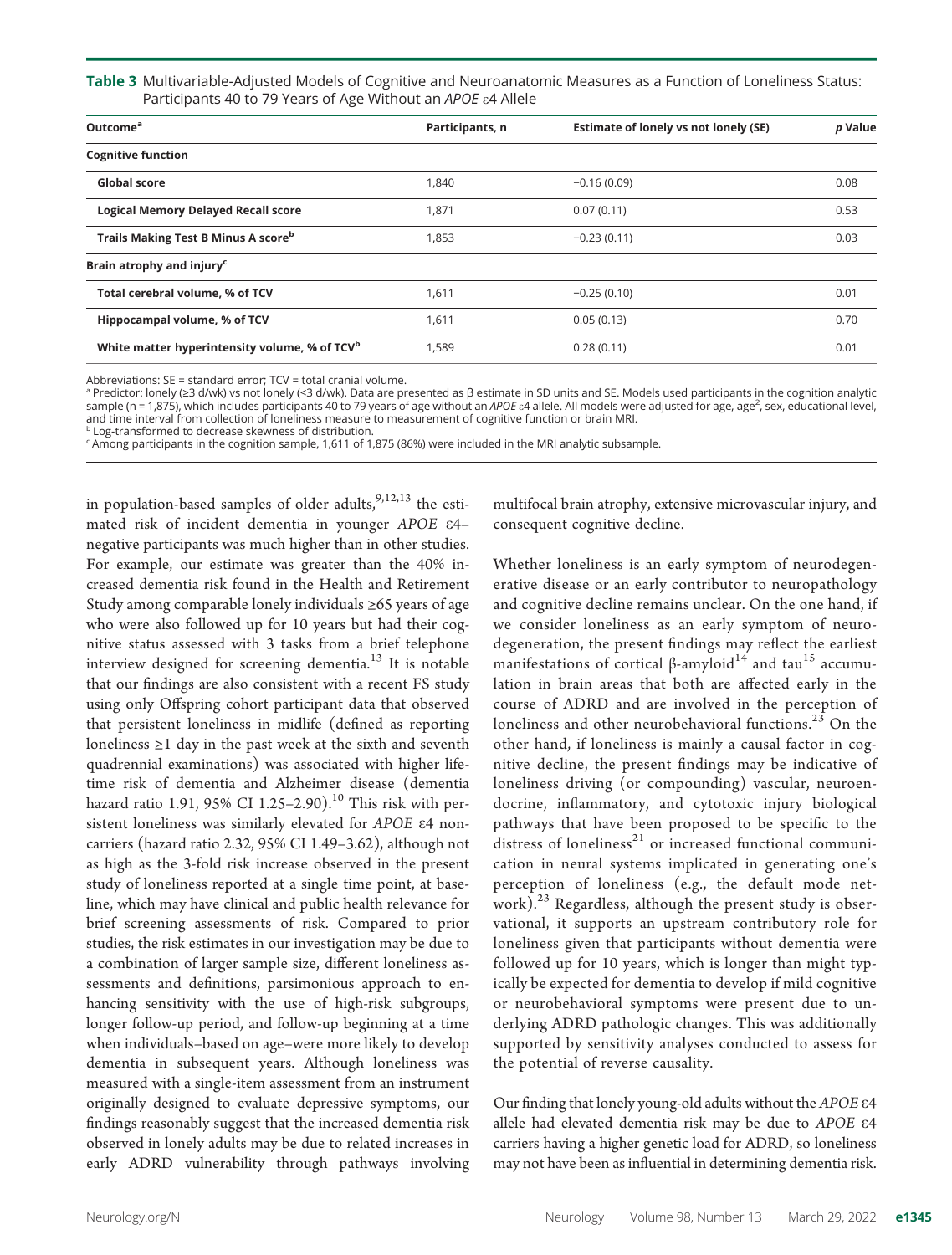**Table 3** Multivariable-Adjusted Models of Cognitive and Neuroanatomic Measures as a Function of Loneliness Status: Participants 40 to 79 Years of Age Without an *APOE* ε4 Allele

| Outcome[a] | Participants, n | Estimate of lonely vs not lonely (SE) | *p* Value |
|---|---|---|---|
| **Cognitive function** | | | |
| **Global score** | 1,840 | −0.16 (0.09) | 0.08 |
| **Logical Memory Delayed Recall score** | 1,871 | 0.07 (0.11) | 0.53 |
| **Trails Making Test B Minus A score[b]** | 1,853 | −0.23 (0.11) | 0.03 |
| **Brain atrophy and injury[c]** | | | |
| **Total cerebral volume, % of TCV** | 1,611 | −0.25 (0.10) | 0.01 |
| **Hippocampal volume, % of TCV** | 1,611 | 0.05 (0.13) | 0.70 |
| **White matter hyperintensity volume, % of TCV[b]** | 1,589 | 0.28 (0.11) | 0.01 |

Abbreviations: SE = standard error; TCV = total cranial volume.
[a] Predictor: lonely (≥3 d/wk) vs not lonely (<3 d/wk). Data are presented as β estimate in SD units and SE. Models used participants in the cognition analytic sample (n = 1,875), which includes participants 40 to 79 years of age without an *APOE* ε4 allele. All models were adjusted for age, age$^2$, sex, educational level, and time interval from collection of loneliness measure to measurement of cognitive function or brain MRI.
[b] Log-transformed to decrease skewness of distribution.
[c] Among participants in the cognition sample, 1,611 of 1,875 (86%) were included in the MRI analytic subsample.

in population-based samples of older adults,[9,12,13] the estimated risk of incident dementia in younger *APOE* ε4–negative participants was much higher than in other studies. For example, our estimate was greater than the 40% increased dementia risk found in the Health and Retirement Study among comparable lonely individuals ≥65 years of age who were also followed up for 10 years but had their cognitive status assessed with 3 tasks from a brief telephone interview designed for screening dementia.[13] It is notable that our findings are also consistent with a recent FS study using only Offspring cohort participant data that observed that persistent loneliness in midlife (defined as reporting loneliness ≥1 day in the past week at the sixth and seventh quadrennial examinations) was associated with higher lifetime risk of dementia and Alzheimer disease (dementia hazard ratio 1.91, 95% CI 1.25–2.90).[10] This risk with persistent loneliness was similarly elevated for *APOE* ε4 noncarriers (hazard ratio 2.32, 95% CI 1.49–3.62), although not as high as the 3-fold risk increase observed in the present study of loneliness reported at a single time point, at baseline, which may have clinical and public health relevance for brief screening assessments of risk. Compared to prior studies, the risk estimates in our investigation may be due to a combination of larger sample size, different loneliness assessments and definitions, parsimonious approach to enhancing sensitivity with the use of high-risk subgroups, longer follow-up period, and follow-up beginning at a time when individuals–based on age–were more likely to develop dementia in subsequent years. Although loneliness was measured with a single-item assessment from an instrument originally designed to evaluate depressive symptoms, our findings reasonably suggest that the increased dementia risk observed in lonely adults may be due to related increases in early ADRD vulnerability through pathways involving multifocal brain atrophy, extensive microvascular injury, and consequent cognitive decline.

Whether loneliness is an early symptom of neurodegenerative disease or an early contributor to neuropathology and cognitive decline remains unclear. On the one hand, if we consider loneliness as an early symptom of neurodegeneration, the present findings may reflect the earliest manifestations of cortical β-amyloid[14] and tau[15] accumulation in brain areas that both are affected early in the course of ADRD and are involved in the perception of loneliness and other neurobehavioral functions.[23] On the other hand, if loneliness is mainly a causal factor in cognitive decline, the present findings may be indicative of loneliness driving (or compounding) vascular, neuroendocrine, inflammatory, and cytotoxic injury biological pathways that have been proposed to be specific to the distress of loneliness[21] or increased functional communication in neural systems implicated in generating one's perception of loneliness (e.g., the default mode network).[23] Regardless, although the present study is observational, it supports an upstream contributory role for loneliness given that participants without dementia were followed up for 10 years, which is longer than might typically be expected for dementia to develop if mild cognitive or neurobehavioral symptoms were present due to underlying ADRD pathologic changes. This was additionally supported by sensitivity analyses conducted to assess for the potential of reverse causality.

Our finding that lonely young-old adults without the *APOE* ε4 allele had elevated dementia risk may be due to *APOE* ε4 carriers having a higher genetic load for ADRD, so loneliness may not have been as influential in determining dementia risk.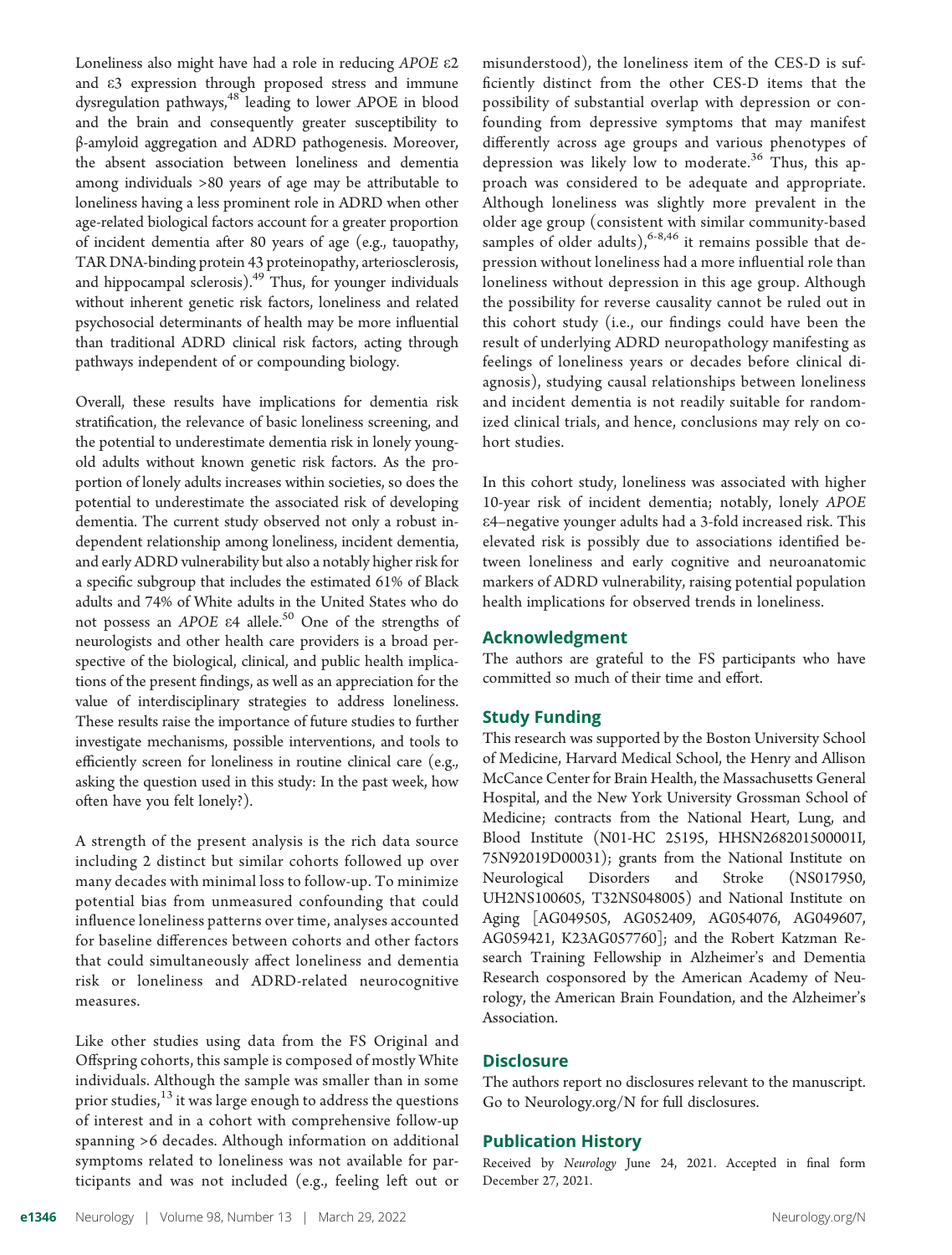Loneliness also might have had a role in reducing *APOE* ε2 and ε3 expression through proposed stress and immune dysregulation pathways,[48] leading to lower APOE in blood and the brain and consequently greater susceptibility to β-amyloid aggregation and ADRD pathogenesis. Moreover, the absent association between loneliness and dementia among individuals >80 years of age may be attributable to loneliness having a less prominent role in ADRD when other age-related biological factors account for a greater proportion of incident dementia after 80 years of age (e.g., tauopathy, TAR DNA-binding protein 43 proteinopathy, arteriosclerosis, and hippocampal sclerosis).[49] Thus, for younger individuals without inherent genetic risk factors, loneliness and related psychosocial determinants of health may be more influential than traditional ADRD clinical risk factors, acting through pathways independent of or compounding biology.

Overall, these results have implications for dementia risk stratification, the relevance of basic loneliness screening, and the potential to underestimate dementia risk in lonely young-old adults without known genetic risk factors. As the proportion of lonely adults increases within societies, so does the potential to underestimate the associated risk of developing dementia. The current study observed not only a robust independent relationship among loneliness, incident dementia, and early ADRD vulnerability but also a notably higher risk for a specific subgroup that includes the estimated 61% of Black adults and 74% of White adults in the United States who do not possess an *APOE* ε4 allele.[50] One of the strengths of neurologists and other health care providers is a broad perspective of the biological, clinical, and public health implications of the present findings, as well as an appreciation for the value of interdisciplinary strategies to address loneliness. These results raise the importance of future studies to further investigate mechanisms, possible interventions, and tools to efficiently screen for loneliness in routine clinical care (e.g., asking the question used in this study: In the past week, how often have you felt lonely?).

A strength of the present analysis is the rich data source including 2 distinct but similar cohorts followed up over many decades with minimal loss to follow-up. To minimize potential bias from unmeasured confounding that could influence loneliness patterns over time, analyses accounted for baseline differences between cohorts and other factors that could simultaneously affect loneliness and dementia risk or loneliness and ADRD-related neurocognitive measures.

Like other studies using data from the FS Original and Offspring cohorts, this sample is composed of mostly White individuals. Although the sample was smaller than in some prior studies,[13] it was large enough to address the questions of interest and in a cohort with comprehensive follow-up spanning >6 decades. Although information on additional symptoms related to loneliness was not available for participants and was not included (e.g., feeling left out or misunderstood), the loneliness item of the CES-D is sufficiently distinct from the other CES-D items that the possibility of substantial overlap with depression or confounding from depressive symptoms that may manifest differently across age groups and various phenotypes of depression was likely low to moderate.[36] Thus, this approach was considered to be adequate and appropriate. Although loneliness was slightly more prevalent in the older age group (consistent with similar community-based samples of older adults),[6-8,46] it remains possible that depression without loneliness had a more influential role than loneliness without depression in this age group. Although the possibility for reverse causality cannot be ruled out in this cohort study (i.e., our findings could have been the result of underlying ADRD neuropathology manifesting as feelings of loneliness years or decades before clinical diagnosis), studying causal relationships between loneliness and incident dementia is not readily suitable for randomized clinical trials, and hence, conclusions may rely on cohort studies.

In this cohort study, loneliness was associated with higher 10-year risk of incident dementia; notably, lonely *APOE* ε4–negative younger adults had a 3-fold increased risk. This elevated risk is possibly due to associations identified between loneliness and early cognitive and neuroanatomic markers of ADRD vulnerability, raising potential population health implications for observed trends in loneliness.

## Acknowledgment

The authors are grateful to the FS participants who have committed so much of their time and effort.

## Study Funding

This research was supported by the Boston University School of Medicine, Harvard Medical School, the Henry and Allison McCance Center for Brain Health, the Massachusetts General Hospital, and the New York University Grossman School of Medicine; contracts from the National Heart, Lung, and Blood Institute (N01-HC 25195, HHSN268201500001I, 75N92019D00031); grants from the National Institute on Neurological Disorders and Stroke (NS017950, UH2NS100605, T32NS048005) and National Institute on Aging [AG049505, AG052409, AG054076, AG049607, AG059421, K23AG057760]; and the Robert Katzman Research Training Fellowship in Alzheimer's and Dementia Research cosponsored by the American Academy of Neurology, the American Brain Foundation, and the Alzheimer's Association.

## Disclosure

The authors report no disclosures relevant to the manuscript. Go to Neurology.org/N for full disclosures.

## Publication History

Received by *Neurology* June 24, 2021. Accepted in final form December 27, 2021.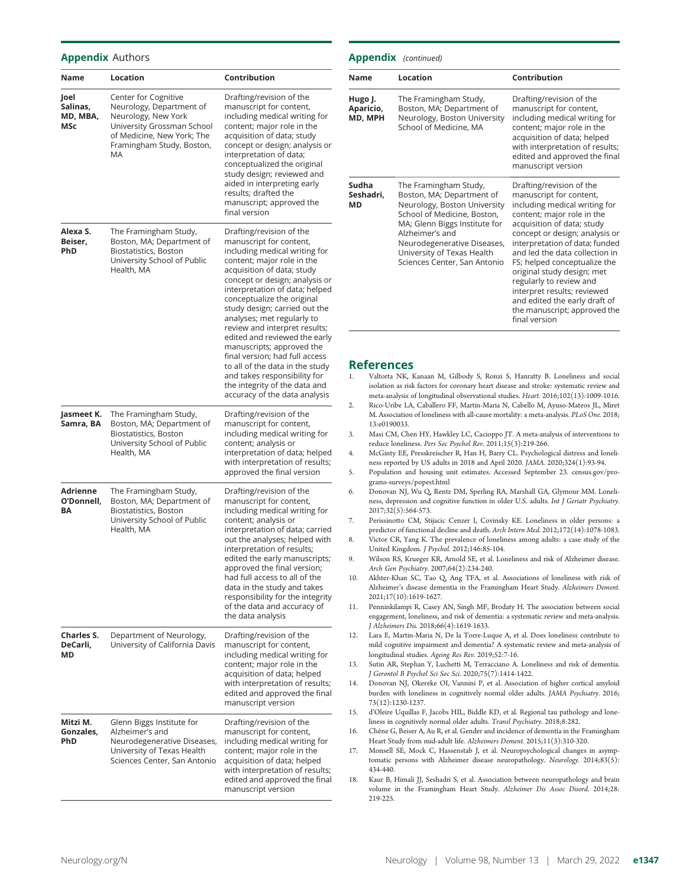## Appendix Authors

| Name | Location | Contribution |
| --- | --- | --- |
| Joel Salinas, MD, MBA, MSc | Center for Cognitive Neurology, Department of Neurology, New York University Grossman School of Medicine, New York; The Framingham Study, Boston, MA | Drafting/revision of the manuscript for content, including medical writing for content; major role in the acquisition of data; study concept or design; analysis or interpretation of data; conceptualized the original study design; reviewed and aided in interpreting early results; drafted the manuscript; approved the final version |
| Alexa S. Beiser, PhD | The Framingham Study, Boston, MA; Department of Biostatistics, Boston University School of Public Health, MA | Drafting/revision of the manuscript for content, including medical writing for content; major role in the acquisition of data; study concept or design; analysis or interpretation of data; helped conceptualize the original study design; carried out the analyses; met regularly to review and interpret results; edited and reviewed the early manuscripts; approved the final version; had full access to all of the data in the study and takes responsibility for the integrity of the data and accuracy of the data analysis |
| Jasmeet K. Samra, BA | The Framingham Study, Boston, MA; Department of Biostatistics, Boston University School of Public Health, MA | Drafting/revision of the manuscript for content, including medical writing for content; analysis or interpretation of data; helped with interpretation of results; approved the final version |
| Adrienne O'Donnell, BA | The Framingham Study, Boston, MA; Department of Biostatistics, Boston University School of Public Health, MA | Drafting/revision of the manuscript for content, including medical writing for content; analysis or interpretation of data; carried out the analyses; helped with interpretation of results; edited the early manuscripts; approved the final version; had full access to all of the data in the study and takes responsibility for the integrity of the data and accuracy of the data analysis |
| Charles S. DeCarli, MD | Department of Neurology, University of California Davis | Drafting/revision of the manuscript for content, including medical writing for content; major role in the acquisition of data; helped with interpretation of results; edited and approved the final manuscript version |
| Mitzi M. Gonzales, PhD | Glenn Biggs Institute for Alzheimer's and Neurodegenerative Diseases, University of Texas Health Sciences Center, San Antonio | Drafting/revision of the manuscript for content, including medical writing for content; major role in the acquisition of data; helped with interpretation of results; edited and approved the final manuscript version |
| Hugo J. Aparicio, MD, MPH | The Framingham Study, Boston, MA; Department of Neurology, Boston University School of Medicine, MA | Drafting/revision of the manuscript for content, including medical writing for content; major role in the acquisition of data; helped with interpretation of results; edited and approved the final manuscript version |
| Sudha Seshadri, MD | The Framingham Study, Boston, MA; Department of Neurology, Boston University School of Medicine, Boston, MA; Glenn Biggs Institute for Alzheimer's and Neurodegenerative Diseases, University of Texas Health Sciences Center, San Antonio | Drafting/revision of the manuscript for content, including medical writing for content; major role in the acquisition of data; study concept or design; analysis or interpretation of data; funded and led the data collection in FS; helped conceptualize the original study design; met regularly to review and interpret results; reviewed and edited the early draft of the manuscript; approved the final version |

## References

1. Valtorta NK, Kanaan M, Gilbody S, Ronzi S, Hanratty B. Loneliness and social isolation as risk factors for coronary heart disease and stroke: systematic review and meta-analysis of longitudinal observational studies. *Heart.* 2016;102(13):1009-1016.
2. Rico-Uribe LA, Caballero FF, Martín-María N, Cabello M, Ayuso-Mateos JL, Miret M. Association of loneliness with all-cause mortality: a meta-analysis. *PLoS One.* 2018;13:e0190033.
3. Masi CM, Chen HY, Hawkley LC, Cacioppo JT. A meta-analysis of interventions to reduce loneliness. *Pers Soc Psychol Rev.* 2011;15(3):219-266.
4. McGinty EE, Presskreischer R, Han H, Barry CL. Psychological distress and loneliness reported by US adults in 2018 and April 2020. *JAMA.* 2020;324(1):93-94.
5. Population and housing unit estimates. Accessed September 23. census.gov/programs-surveys/popest.html
6. Donovan NJ, Wu Q, Rentz DM, Sperling RA, Marshall GA, Glymour MM. Loneliness, depression and cognitive function in older U.S. adults. *Int J Geriatr Psychiatry.* 2017;32(5):564-573.
7. Perissinotto CM, Stijacic Cenzer I, Covinsky KE. Loneliness in older persons: a predictor of functional decline and death. *Arch Intern Med.* 2012;172(14):1078-1083.
8. Victor CR, Yang K. The prevalence of loneliness among adults: a case study of the United Kingdom. *J Psychol.* 2012;146:85-104.
9. Wilson RS, Krueger KR, Arnold SE, et al. Loneliness and risk of Alzheimer disease. *Arch Gen Psychiatry.* 2007;64(2):234-240.
10. Akhter-Khan SC, Tao Q, Ang TFA, et al. Associations of loneliness with risk of Alzheimer's disease dementia in the Framingham Heart Study. *Alzheimers Dement.* 2021;17(10):1619-1627.
11. Penninkilampi R, Casey AN, Singh MF, Brodaty H. The association between social engagement, loneliness, and risk of dementia: a systematic review and meta-analysis. *J Alzheimers Dis.* 2018;66(4):1619-1633.
12. Lara E, Martín-María N, De la Torre-Luque A, et al. Does loneliness contribute to mild cognitive impairment and dementia? A systematic review and meta-analysis of longitudinal studies. *Ageing Res Rev.* 2019;52:7-16.
13. Sutin AR, Stephan Y, Luchetti M, Terracciano A. Loneliness and risk of dementia. *J Gerontol B Psychol Sci Soc Sci.* 2020;75(7):1414-1422.
14. Donovan NJ, Okereke OI, Vannini P, et al. Association of higher cortical amyloid burden with loneliness in cognitively normal older adults. *JAMA Psychiatry.* 2016;73(12):1230-1237.
15. d'Oleire Uquillas F, Jacobs HIL, Biddle KD, et al. Regional tau pathology and loneliness in cognitively normal older adults. *Transl Psychiatry.* 2018;8:282.
16. Chêne G, Beiser A, Au R, et al. Gender and incidence of dementia in the Framingham Heart Study from mid-adult life. *Alzheimers Dement.* 2015;11(3):310-320.
17. Monsell SE, Mock C, Hassenstab J, et al. Neuropsychological changes in asymptomatic persons with Alzheimer disease neuropathology. *Neurology.* 2014;83(5):434-440.
18. Kaur B, Himali JJ, Seshadri S, et al. Association between neuropathology and brain volume in the Framingham Heart Study. *Alzheimer Dis Assoc Disord.* 2014;28:219-225.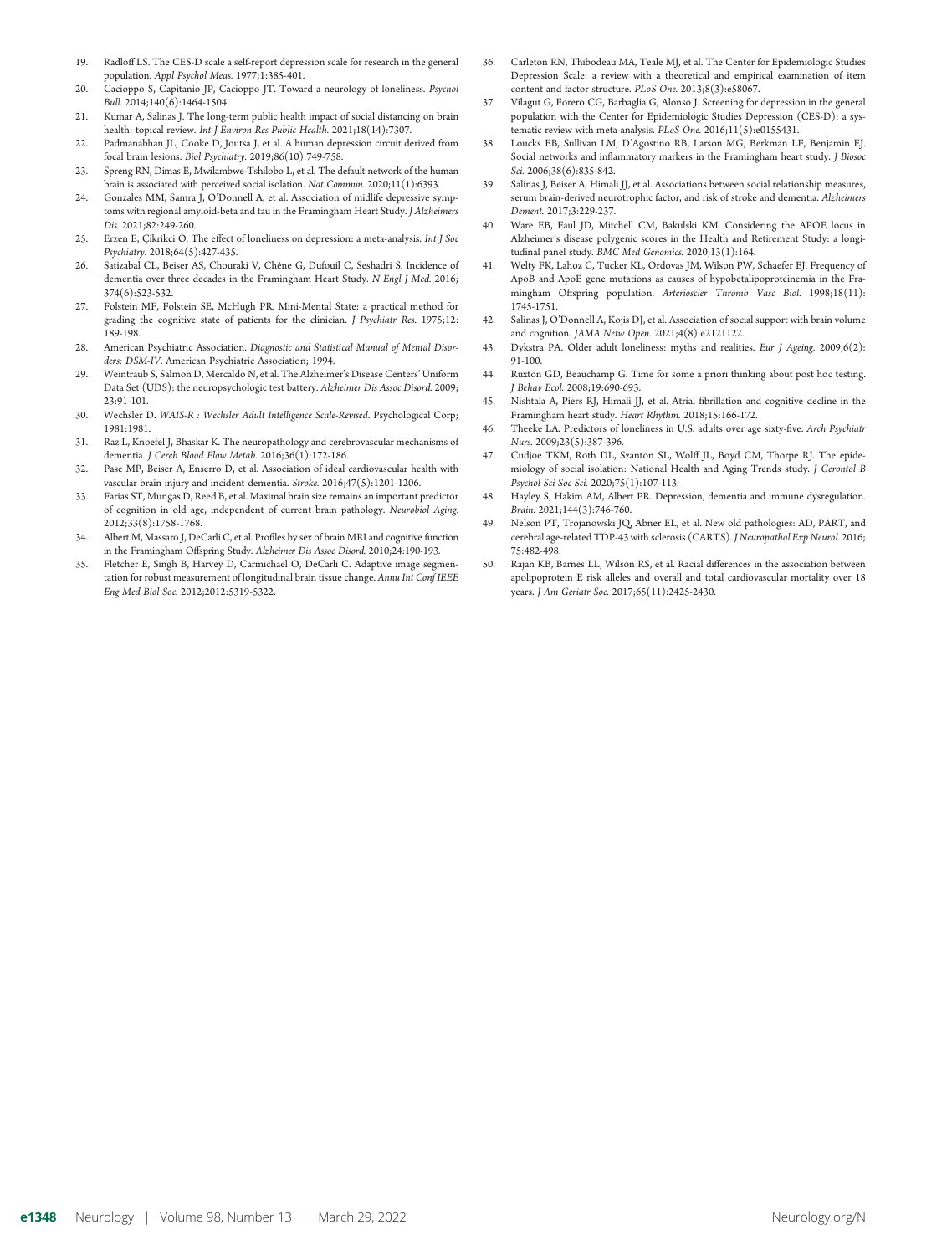19. Radloff LS. The CES-D scale a self-report depression scale for research in the general population. *Appl Psychol Meas.* 1977;1:385-401.
20. Cacioppo S, Capitanio JP, Cacioppo JT. Toward a neurology of loneliness. *Psychol Bull.* 2014;140(6):1464-1504.
21. Kumar A, Salinas J. The long-term public health impact of social distancing on brain health: topical review. *Int J Environ Res Public Health.* 2021;18(14):7307.
22. Padmanabhan JL, Cooke D, Joutsa J, et al. A human depression circuit derived from focal brain lesions. *Biol Psychiatry.* 2019;86(10):749-758.
23. Spreng RN, Dimas E, Mwilambwe-Tshilobo L, et al. The default network of the human brain is associated with perceived social isolation. *Nat Commun.* 2020;11(1):6393.
24. Gonzales MM, Samra J, O'Donnell A, et al. Association of midlife depressive symptoms with regional amyloid-beta and tau in the Framingham Heart Study. *J Alzheimers Dis.* 2021;82:249-260.
25. Erzen E, Çikrikci Ö. The effect of loneliness on depression: a meta-analysis. *Int J Soc Psychiatry.* 2018;64(5):427-435.
26. Satizabal CL, Beiser AS, Chouraki V, Chêne G, Dufouil C, Seshadri S. Incidence of dementia over three decades in the Framingham Heart Study. *N Engl J Med.* 2016; 374(6):523-532.
27. Folstein MF, Folstein SE, McHugh PR. Mini-Mental State: a practical method for grading the cognitive state of patients for the clinician. *J Psychiatr Res.* 1975;12: 189-198.
28. American Psychiatric Association. *Diagnostic and Statistical Manual of Mental Disorders: DSM-IV*. American Psychiatric Association; 1994.
29. Weintraub S, Salmon D, Mercaldo N, et al. The Alzheimer's Disease Centers' Uniform Data Set (UDS): the neuropsychologic test battery. *Alzheimer Dis Assoc Disord.* 2009; 23:91-101.
30. Wechsler D. *WAIS-R : Wechsler Adult Intelligence Scale-Revised*. Psychological Corp; 1981:1981.
31. Raz L, Knoefel J, Bhaskar K. The neuropathology and cerebrovascular mechanisms of dementia. *J Cereb Blood Flow Metab.* 2016;36(1):172-186.
32. Pase MP, Beiser A, Enserro D, et al. Association of ideal cardiovascular health with vascular brain injury and incident dementia. *Stroke.* 2016;47(5):1201-1206.
33. Farias ST, Mungas D, Reed B, et al. Maximal brain size remains an important predictor of cognition in old age, independent of current brain pathology. *Neurobiol Aging.* 2012;33(8):1758-1768.
34. Albert M, Massaro J, DeCarli C, et al. Profiles by sex of brain MRI and cognitive function in the Framingham Offspring Study. *Alzheimer Dis Assoc Disord.* 2010;24:190-193.
35. Fletcher E, Singh B, Harvey D, Carmichael O, DeCarli C. Adaptive image segmentation for robust measurement of longitudinal brain tissue change. *Annu Int Conf IEEE Eng Med Biol Soc.* 2012;2012:5319-5322.
36. Carleton RN, Thibodeau MA, Teale MJ, et al. The Center for Epidemiologic Studies Depression Scale: a review with a theoretical and empirical examination of item content and factor structure. *PLoS One.* 2013;8(3):e58067.
37. Vilagut G, Forero CG, Barbaglia G, Alonso J. Screening for depression in the general population with the Center for Epidemiologic Studies Depression (CES-D): a systematic review with meta-analysis. *PLoS One.* 2016;11(5):e0155431.
38. Loucks EB, Sullivan LM, D'Agostino RB, Larson MG, Berkman LF, Benjamin EJ. Social networks and inflammatory markers in the Framingham heart study. *J Biosoc Sci.* 2006;38(6):835-842.
39. Salinas J, Beiser A, Himali JJ, et al. Associations between social relationship measures, serum brain-derived neurotrophic factor, and risk of stroke and dementia. *Alzheimers Dement.* 2017;3:229-237.
40. Ware EB, Faul JD, Mitchell CM, Bakulski KM. Considering the APOE locus in Alzheimer's disease polygenic scores in the Health and Retirement Study: a longitudinal panel study. *BMC Med Genomics.* 2020;13(1):164.
41. Welty FK, Lahoz C, Tucker KL, Ordovas JM, Wilson PW, Schaefer EJ. Frequency of ApoB and ApoE gene mutations as causes of hypobetalipoproteinemia in the Framingham Offspring population. *Arterioscler Thromb Vasc Biol.* 1998;18(11): 1745-1751.
42. Salinas J, O'Donnell A, Kojis DJ, et al. Association of social support with brain volume and cognition. *JAMA Netw Open.* 2021;4(8):e2121122.
43. Dykstra PA. Older adult loneliness: myths and realities. *Eur J Ageing.* 2009;6(2): 91-100.
44. Ruxton GD, Beauchamp G. Time for some a priori thinking about post hoc testing. *J Behav Ecol.* 2008;19:690-693.
45. Nishtala A, Piers RJ, Himali JJ, et al. Atrial fibrillation and cognitive decline in the Framingham heart study. *Heart Rhythm.* 2018;15:166-172.
46. Theeke LA. Predictors of loneliness in U.S. adults over age sixty-five. *Arch Psychiatr Nurs.* 2009;23(5):387-396.
47. Cudjoe TKM, Roth DL, Szanton SL, Wolff JL, Boyd CM, Thorpe RJ. The epidemiology of social isolation: National Health and Aging Trends study. *J Gerontol B Psychol Sci Soc Sci.* 2020;75(1):107-113.
48. Hayley S, Hakim AM, Albert PR. Depression, dementia and immune dysregulation. *Brain.* 2021;144(3):746-760.
49. Nelson PT, Trojanowski JQ, Abner EL, et al. New old pathologies: AD, PART, and cerebral age-related TDP-43 with sclerosis (CARTS). *J Neuropathol Exp Neurol.* 2016; 75:482-498.
50. Rajan KB, Barnes LL, Wilson RS, et al. Racial differences in the association between apolipoprotein E risk alleles and overall and total cardiovascular mortality over 18 years. *J Am Geriatr Soc.* 2017;65(11):2425-2430.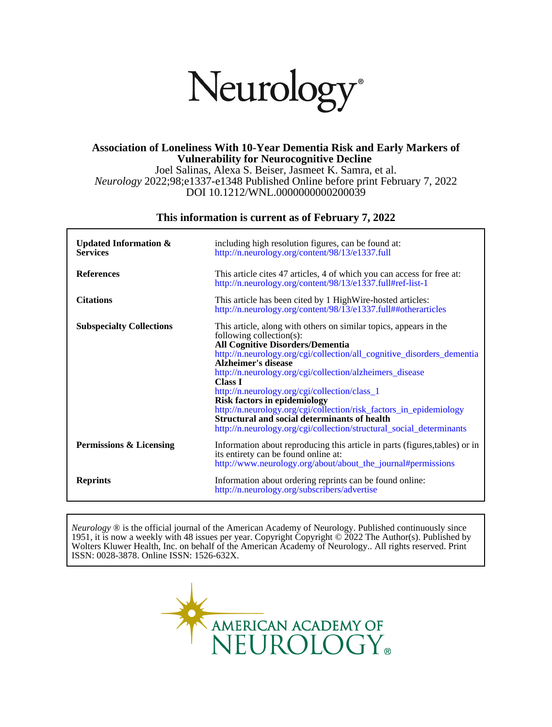# Neurology®

**Association of Loneliness With 10-Year Dementia Risk and Early Markers of Vulnerability for Neurocognitive Decline**

Joel Salinas, Alexa S. Beiser, Jasmeet K. Samra, et al.

*Neurology* 2022;98;e1337-e1348 Published Online before print February 7, 2022

DOI 10.1212/WNL.0000000000200039

**This information is current as of February 7, 2022**

| | |
|---|---|
| **Updated Information & Services** | including high resolution figures, can be found at: http://n.neurology.org/content/98/13/e1337.full |
| **References** | This article cites 47 articles, 4 of which you can access for free at: http://n.neurology.org/content/98/13/e1337.full#ref-list-1 |
| **Citations** | This article has been cited by 1 HighWire-hosted articles: http://n.neurology.org/content/98/13/e1337.full##otherarticles |
| **Subspecialty Collections** | This article, along with others on similar topics, appears in the following collection(s): **All Cognitive Disorders/Dementia** http://n.neurology.org/cgi/collection/all_cognitive_disorders_dementia **Alzheimer's disease** http://n.neurology.org/cgi/collection/alzheimers_disease **Class I** http://n.neurology.org/cgi/collection/class_1 **Risk factors in epidemiology** http://n.neurology.org/cgi/collection/risk_factors_in_epidemiology **Structural and social determinants of health** http://n.neurology.org/cgi/collection/structural_social_determinants |
| **Permissions & Licensing** | Information about reproducing this article in parts (figures,tables) or in its entirety can be found online at: http://www.neurology.org/about/about_the_journal#permissions |
| **Reprints** | Information about ordering reprints can be found online: http://n.neurology.org/subscribers/advertise |

*Neurology* ® is the official journal of the American Academy of Neurology. Published continuously since 1951, it is now a weekly with 48 issues per year. Copyright Copyright © 2022 The Author(s). Published by Wolters Kluwer Health, Inc. on behalf of the American Academy of Neurology.. All rights reserved. Print ISSN: 0028-3878. Online ISSN: 1526-632X.

AMERICAN ACADEMY OF NEUROLOGY®